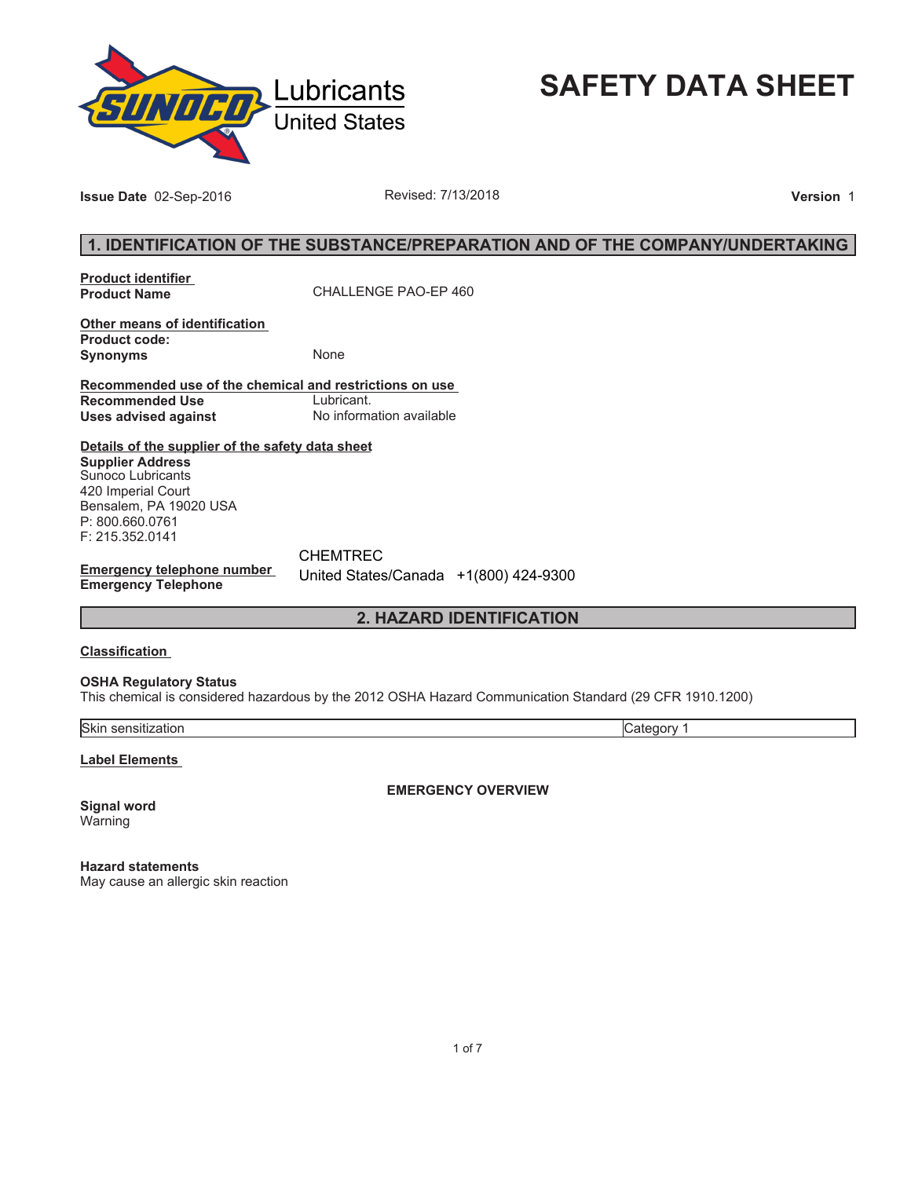Lubricants
United States

# SAFETY DATA SHEET

**Issue Date** 02-Sep-2016 Revised: 7/13/2018 **Version** 1

## 1. IDENTIFICATION OF THE SUBSTANCE/PREPARATION AND OF THE COMPANY/UNDERTAKING

**Product identifier**

**Product Name** CHALLENGE PAO-EP 460

**Other means of identification**

**Product code:**

**Synonyms** None

**Recommended use of the chemical and restrictions on use**

**Recommended Use** Lubricant.

**Uses advised against** No information available

**Details of the supplier of the safety data sheet**

**Supplier Address**
Sunoco Lubricants
420 Imperial Court
Bensalem, PA 19020 USA
P: 800.660.0761
F: 215.352.0141

**Emergency telephone number**

**Emergency Telephone** CHEMTREC
United States/Canada +1(800) 424-9300

## 2. HAZARD IDENTIFICATION

**Classification**

**OSHA Regulatory Status**
This chemical is considered hazardous by the 2012 OSHA Hazard Communication Standard (29 CFR 1910.1200)

| Skin sensitization | Category 1 |
|---|---|

**Label Elements**

**EMERGENCY OVERVIEW**

**Signal word**
Warning

**Hazard statements**
May cause an allergic skin reaction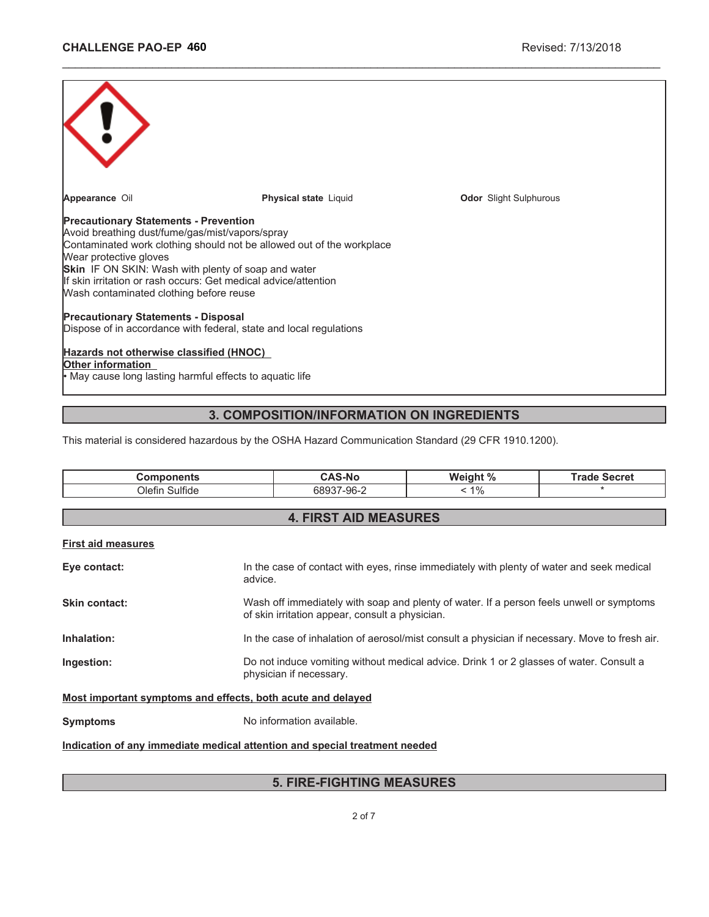**Appearance** Oil | **Physical state** Liquid | **Odor** Slight Sulphurous

**Precautionary Statements - Prevention**
Avoid breathing dust/fume/gas/mist/vapors/spray
Contaminated work clothing should not be allowed out of the workplace
Wear protective gloves
**Skin** IF ON SKIN: Wash with plenty of soap and water
If skin irritation or rash occurs: Get medical advice/attention
Wash contaminated clothing before reuse

**Precautionary Statements - Disposal**
Dispose of in accordance with federal, state and local regulations

**Hazards not otherwise classified (HNOC)**
**Other information**
- May cause long lasting harmful effects to aquatic life

## 3. COMPOSITION/INFORMATION ON INGREDIENTS

This material is considered hazardous by the OSHA Hazard Communication Standard (29 CFR 1910.1200).

| Components | CAS-No | Weight % | Trade Secret |
|---|---|---|---|
| Olefin Sulfide | 68937-96-2 | < 1% | * |

## 4. FIRST AID MEASURES

**First aid measures**

**Eye contact:** In the case of contact with eyes, rinse immediately with plenty of water and seek medical advice.

**Skin contact:** Wash off immediately with soap and plenty of water. If a person feels unwell or symptoms of skin irritation appear, consult a physician.

**Inhalation:** In the case of inhalation of aerosol/mist consult a physician if necessary. Move to fresh air.

**Ingestion:** Do not induce vomiting without medical advice. Drink 1 or 2 glasses of water. Consult a physician if necessary.

**Most important symptoms and effects, both acute and delayed**

**Symptoms** No information available.

**Indication of any immediate medical attention and special treatment needed**

## 5. FIRE-FIGHTING MEASURES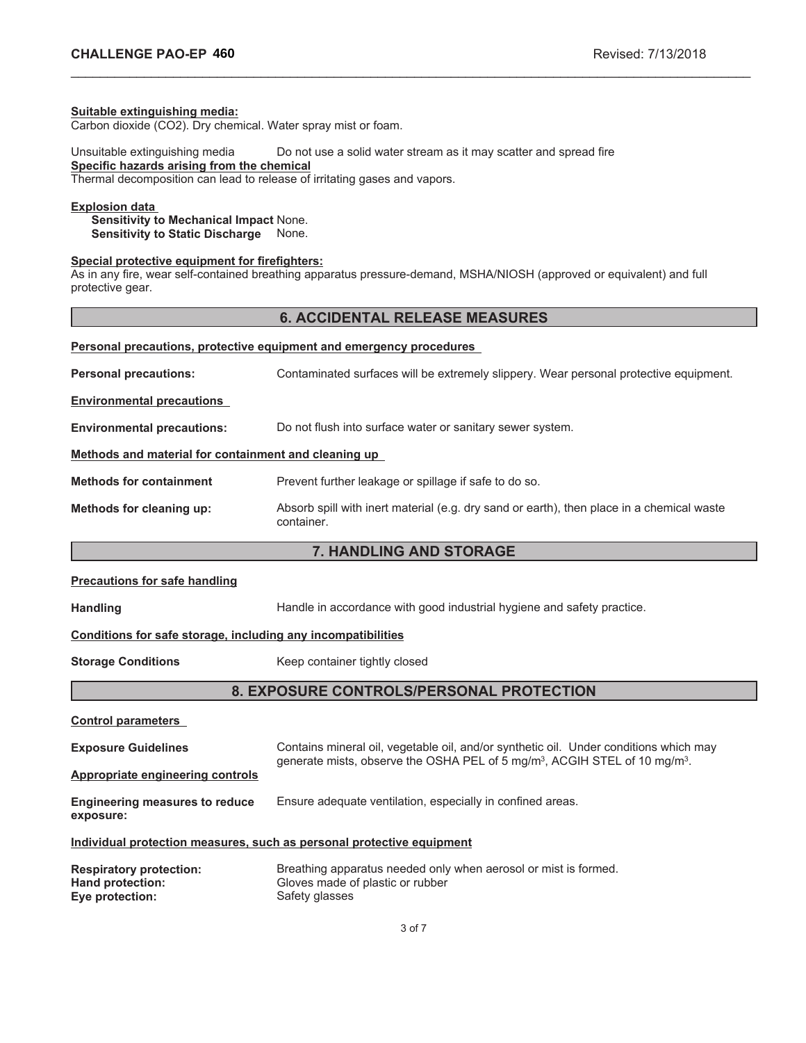**Suitable extinguishing media:**
Carbon dioxide ($CO_2$). Dry chemical. Water spray mist or foam.

Unsuitable extinguishing media — Do not use a solid water stream as it may scatter and spread fire

**Specific hazards arising from the chemical**
Thermal decomposition can lead to release of irritating gases and vapors.

**Explosion data**
**Sensitivity to Mechanical Impact** None.
**Sensitivity to Static Discharge** None.

**Special protective equipment for firefighters:**
As in any fire, wear self-contained breathing apparatus pressure-demand, MSHA/NIOSH (approved or equivalent) and full protective gear.

## 6. ACCIDENTAL RELEASE MEASURES

**Personal precautions, protective equipment and emergency procedures**

**Personal precautions:** Contaminated surfaces will be extremely slippery. Wear personal protective equipment.

**Environmental precautions**

**Environmental precautions:** Do not flush into surface water or sanitary sewer system.

**Methods and material for containment and cleaning up**

**Methods for containment** Prevent further leakage or spillage if safe to do so.

**Methods for cleaning up:** Absorb spill with inert material (e.g. dry sand or earth), then place in a chemical waste container.

## 7. HANDLING AND STORAGE

**Precautions for safe handling**

**Handling** Handle in accordance with good industrial hygiene and safety practice.

**Conditions for safe storage, including any incompatibilities**

**Storage Conditions** Keep container tightly closed

## 8. EXPOSURE CONTROLS/PERSONAL PROTECTION

**Control parameters**

**Exposure Guidelines** Contains mineral oil, vegetable oil, and/or synthetic oil. Under conditions which may generate mists, observe the OSHA PEL of 5 mg/m$^3$, ACGIH STEL of 10 mg/m$^3$.

**Appropriate engineering controls**

**Engineering measures to reduce exposure:** Ensure adequate ventilation, especially in confined areas.

**Individual protection measures, such as personal protective equipment**

**Respiratory protection:** Breathing apparatus needed only when aerosol or mist is formed.
**Hand protection:** Gloves made of plastic or rubber
**Eye protection:** Safety glasses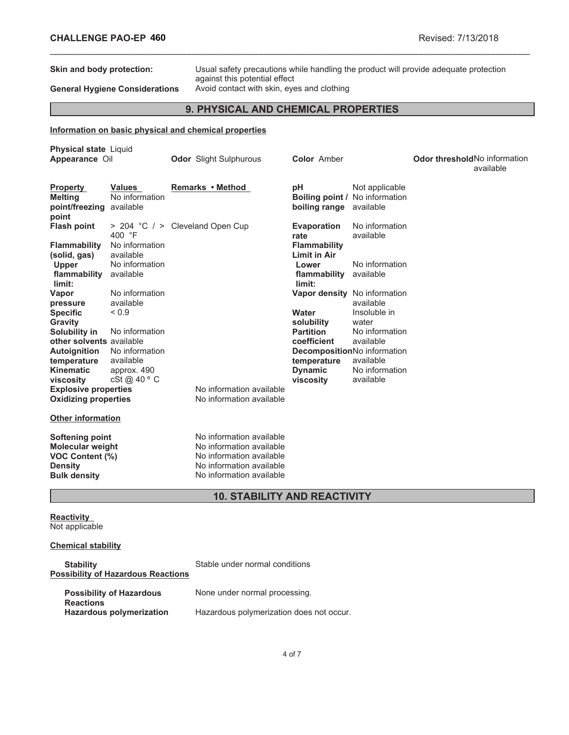**Skin and body protection:** Usual safety precautions while handling the product will provide adequate protection against this potential effect

**General Hygiene Considerations** Avoid contact with skin, eyes and clothing

## 9. PHYSICAL AND CHEMICAL PROPERTIES

**Information on basic physical and chemical properties**

**Physical state** Liquid

**Appearance** Oil | **Odor** Slight Sulphurous | **Color** Amber | **Odor threshold** No information available

| Property | Values | Remarks • Method | | |
|---|---|---|---|---|
| **Melting point/freezing point** | No information available | | **pH** | Not applicable |
| | | | **Boiling point / boiling range** | No information available |
| **Flash point** | > 204 °C / > 400 °F | Cleveland Open Cup | **Evaporation rate** | No information available |
| **Flammability (solid, gas)** | No information available | | **Flammability Limit in Air** | |
| **Upper flammability limit:** | No information available | | **Lower flammability limit:** | No information available |
| **Vapor pressure** | No information available | | **Vapor density** | No information available |
| **Specific Gravity** | < 0.9 | | **Water solubility** | Insoluble in water |
| **Solubility in other solvents** | No information available | | **Partition coefficient** | No information available |
| **Autoignition temperature** | No information available | | **Decomposition temperature** | No information available |
| **Kinematic viscosity** | approx. 490 cSt @ 40 º C | | **Dynamic viscosity** | No information available |
| **Explosive properties** | | No information available | | |
| **Oxidizing properties** | | No information available | | |

**Other information**

| | |
|---|---|
| **Softening point** | No information available |
| **Molecular weight** | No information available |
| **VOC Content (%)** | No information available |
| **Density** | No information available |
| **Bulk density** | No information available |

## 10. STABILITY AND REACTIVITY

**Reactivity**

Not applicable

**Chemical stability**

**Stability** Stable under normal conditions

**Possibility of Hazardous Reactions**

**Possibility of Hazardous Reactions** None under normal processing.

**Hazardous polymerization** Hazardous polymerization does not occur.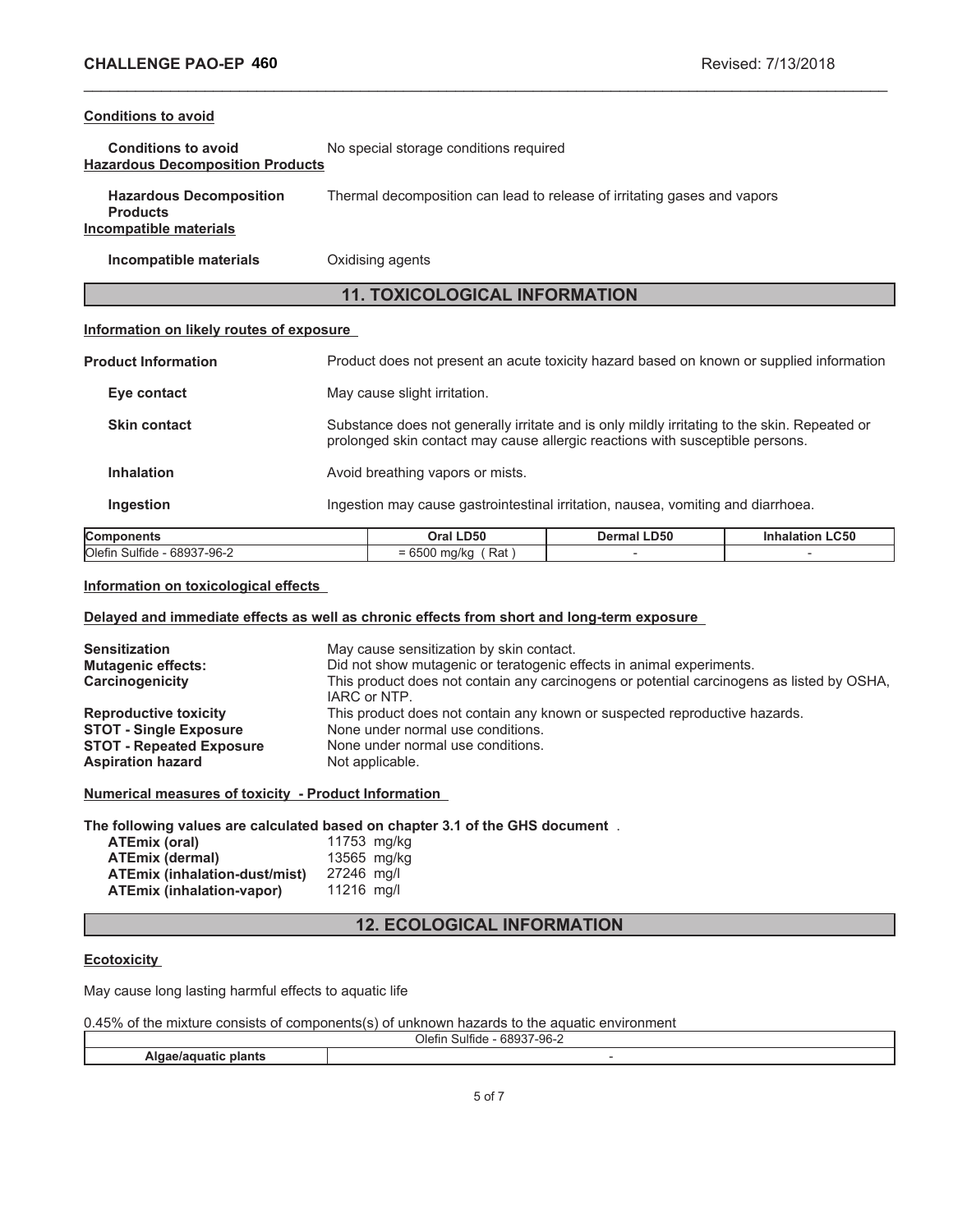#### Conditions to avoid

**Conditions to avoid** No special storage conditions required

#### Hazardous Decomposition Products

**Hazardous Decomposition Products** Thermal decomposition can lead to release of irritating gases and vapors

#### Incompatible materials

**Incompatible materials** Oxidising agents

## 11. TOXICOLOGICAL INFORMATION

#### Information on likely routes of exposure

**Product Information** Product does not present an acute toxicity hazard based on known or supplied information

**Eye contact** May cause slight irritation.

**Skin contact** Substance does not generally irritate and is only mildly irritating to the skin. Repeated or prolonged skin contact may cause allergic reactions with susceptible persons.

**Inhalation** Avoid breathing vapors or mists.

**Ingestion** Ingestion may cause gastrointestinal irritation, nausea, vomiting and diarrhoea.

| Components | Oral LD50 | Dermal LD50 | Inhalation LC50 |
|---|---|---|---|
| Olefin Sulfide - 68937-96-2 | = 6500 mg/kg ( Rat ) | - | - |

#### Information on toxicological effects

#### Delayed and immediate effects as well as chronic effects from short and long-term exposure

**Sensitization** May cause sensitization by skin contact.
**Mutagenic effects:** Did not show mutagenic or teratogenic effects in animal experiments.
**Carcinogenicity** This product does not contain any carcinogens or potential carcinogens as listed by OSHA, IARC or NTP.
**Reproductive toxicity** This product does not contain any known or suspected reproductive hazards.
**STOT - Single Exposure** None under normal use conditions.
**STOT - Repeated Exposure** None under normal use conditions.
**Aspiration hazard** Not applicable.

#### Numerical measures of toxicity - Product Information

**The following values are calculated based on chapter 3.1 of the GHS document** .

**ATEmix (oral)** 11753 mg/kg
**ATEmix (dermal)** 13565 mg/kg
**ATEmix (inhalation-dust/mist)** 27246 mg/l
**ATEmix (inhalation-vapor)** 11216 mg/l

## 12. ECOLOGICAL INFORMATION

#### Ecotoxicity

May cause long lasting harmful effects to aquatic life

0.45% of the mixture consists of components(s) of unknown hazards to the aquatic environment

| | Olefin Sulfide - 68937-96-2 |
|---|---|
| **Algae/aquatic plants** | - |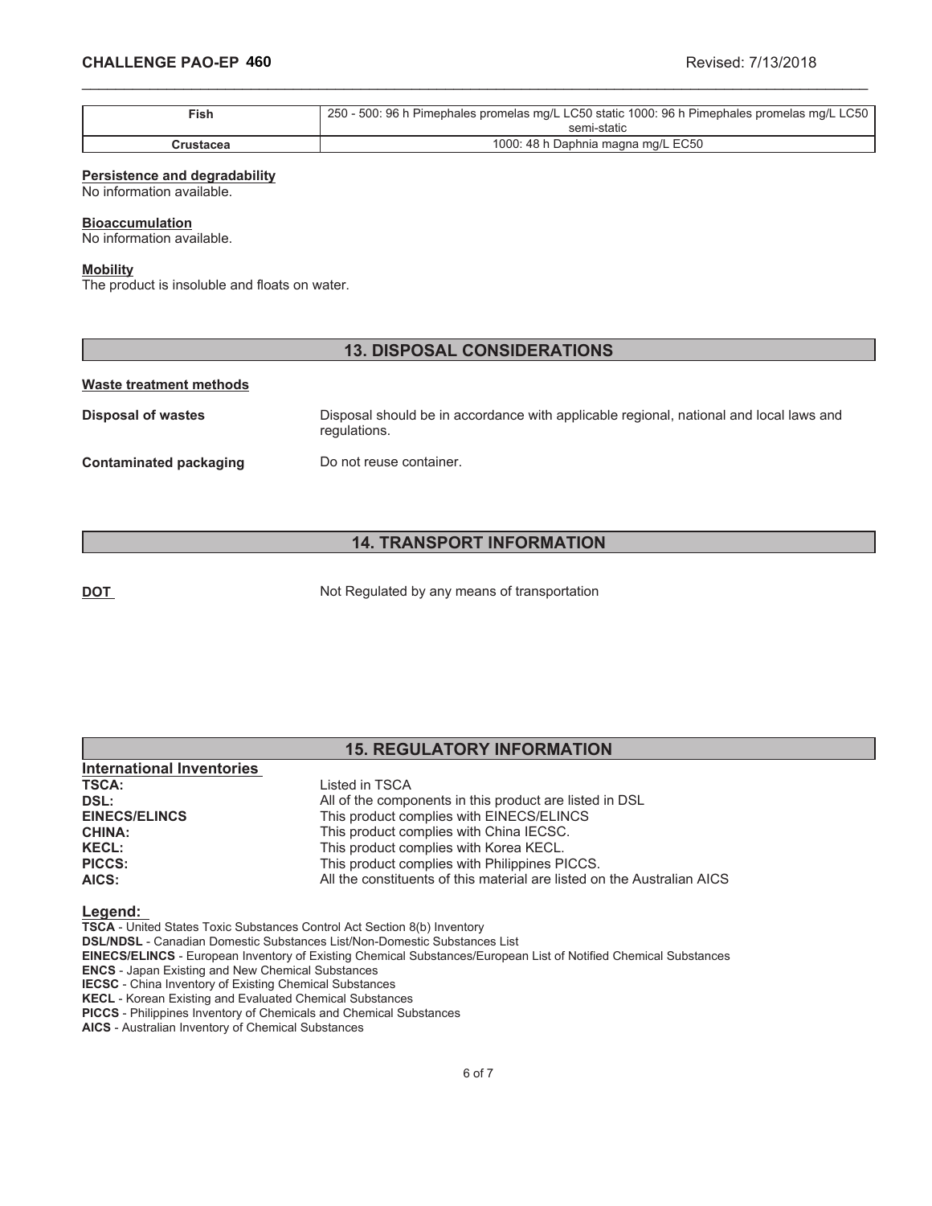| Fish | 250 - 500: 96 h Pimephales promelas mg/L LC50 static 1000: 96 h Pimephales promelas mg/L LC50 semi-static |
|---|---|
| Crustacea | 1000: 48 h Daphnia magna mg/L EC50 |

**Persistence and degradability**
No information available.

**Bioaccumulation**
No information available.

**Mobility**
The product is insoluble and floats on water.

## 13. DISPOSAL CONSIDERATIONS

**Waste treatment methods**

**Disposal of wastes** Disposal should be in accordance with applicable regional, national and local laws and regulations.

**Contaminated packaging** Do not reuse container.

## 14. TRANSPORT INFORMATION

**DOT** Not Regulated by any means of transportation

## 15. REGULATORY INFORMATION

**International Inventories**

**TSCA:** Listed in TSCA
**DSL:** All of the components in this product are listed in DSL
**EINECS/ELINCS** This product complies with EINECS/ELINCS
**CHINA:** This product complies with China IECSC.
**KECL:** This product complies with Korea KECL.
**PICCS:** This product complies with Philippines PICCS.
**AICS:** All the constituents of this material are listed on the Australian AICS

**Legend:**

**TSCA** - United States Toxic Substances Control Act Section 8(b) Inventory
**DSL/NDSL** - Canadian Domestic Substances List/Non-Domestic Substances List
**EINECS/ELINCS** - European Inventory of Existing Chemical Substances/European List of Notified Chemical Substances
**ENCS** - Japan Existing and New Chemical Substances
**IECSC** - China Inventory of Existing Chemical Substances
**KECL** - Korean Existing and Evaluated Chemical Substances
**PICCS** - Philippines Inventory of Chemicals and Chemical Substances
**AICS** - Australian Inventory of Chemical Substances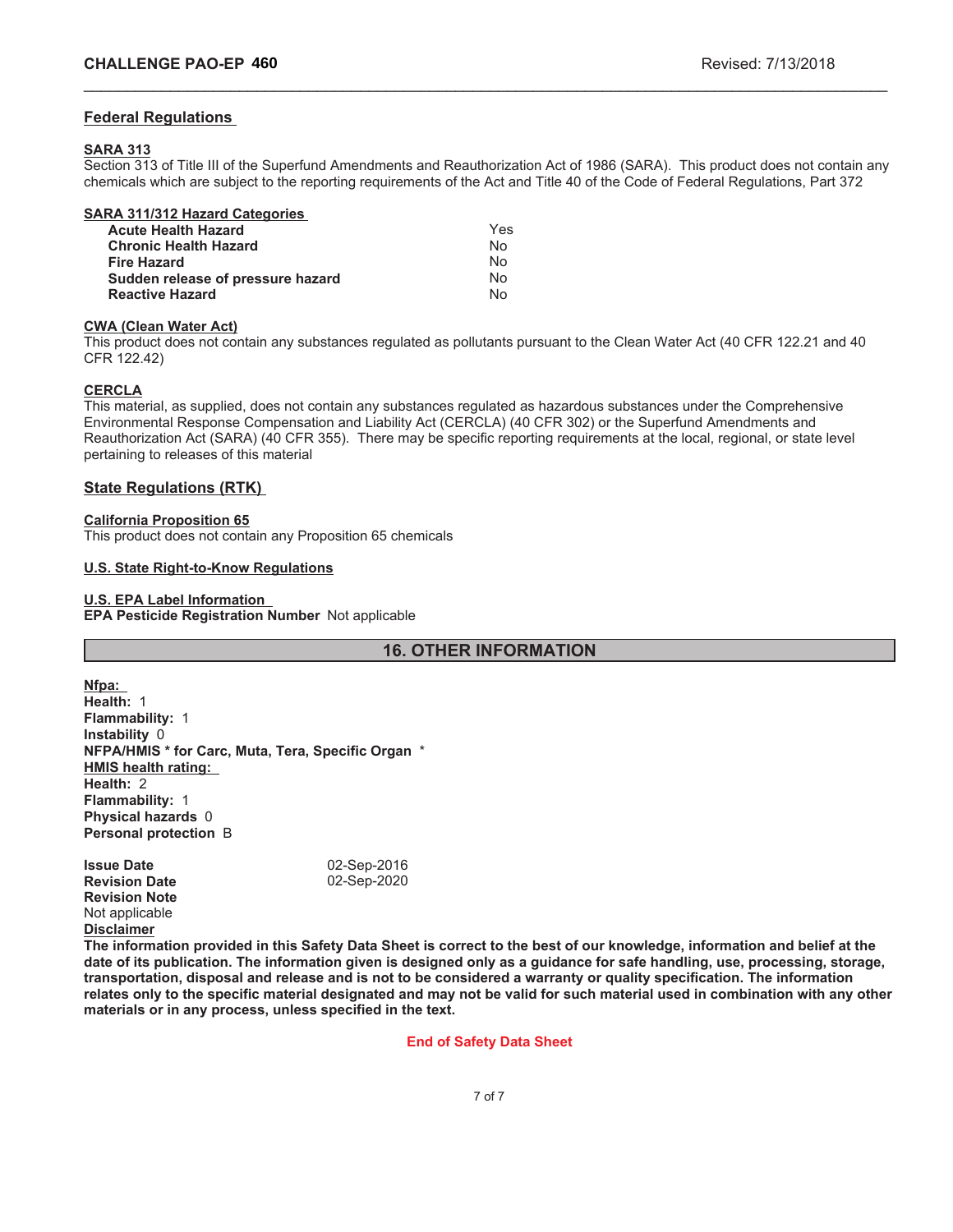## Federal Regulations

### SARA 313

Section 313 of Title III of the Superfund Amendments and Reauthorization Act of 1986 (SARA). This product does not contain any chemicals which are subject to the reporting requirements of the Act and Title 40 of the Code of Federal Regulations, Part 372

### SARA 311/312 Hazard Categories

| | |
|---|---|
| **Acute Health Hazard** | Yes |
| **Chronic Health Hazard** | No |
| **Fire Hazard** | No |
| **Sudden release of pressure hazard** | No |
| **Reactive Hazard** | No |

### CWA (Clean Water Act)

This product does not contain any substances regulated as pollutants pursuant to the Clean Water Act (40 CFR 122.21 and 40 CFR 122.42)

### CERCLA

This material, as supplied, does not contain any substances regulated as hazardous substances under the Comprehensive Environmental Response Compensation and Liability Act (CERCLA) (40 CFR 302) or the Superfund Amendments and Reauthorization Act (SARA) (40 CFR 355). There may be specific reporting requirements at the local, regional, or state level pertaining to releases of this material

## State Regulations (RTK)

### California Proposition 65

This product does not contain any Proposition 65 chemicals

### U.S. State Right-to-Know Regulations

### U.S. EPA Label Information

**EPA Pesticide Registration Number** Not applicable

## 16. OTHER INFORMATION

**Nfpa:**

**Health:** 1
**Flammability:** 1
**Instability** 0
**NFPA/HMIS * for Carc, Muta, Tera, Specific Organ** *

**HMIS health rating:**

**Health:** 2
**Flammability:** 1
**Physical hazards** 0
**Personal protection** B

| | |
|---|---|
| **Issue Date** | 02-Sep-2016 |
| **Revision Date** | 02-Sep-2020 |

**Revision Note**
Not applicable

**Disclaimer**

**The information provided in this Safety Data Sheet is correct to the best of our knowledge, information and belief at the date of its publication. The information given is designed only as a guidance for safe handling, use, processing, storage, transportation, disposal and release and is not to be considered a warranty or quality specification. The information relates only to the specific material designated and may not be valid for such material used in combination with any other materials or in any process, unless specified in the text.**

**End of Safety Data Sheet**